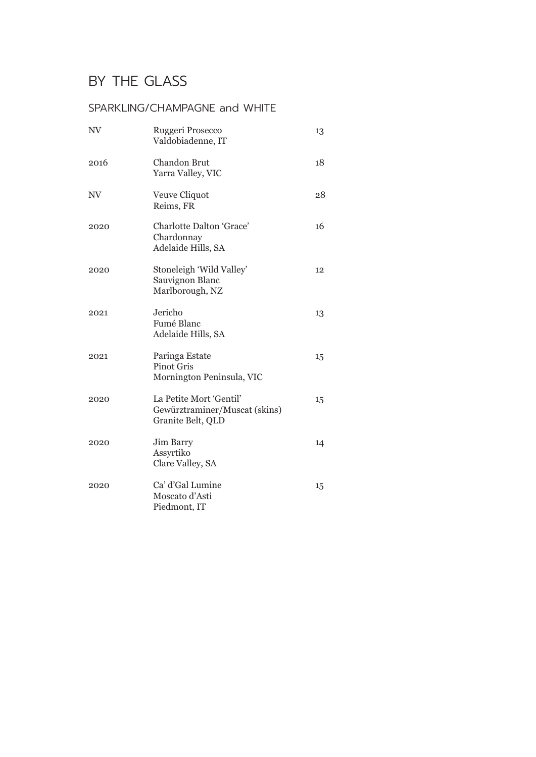# BY THE GLASS

## SPARKLING/CHAMPAGNE and WHITE

| Vintage | Wine | Price |
|---|---|---|
| NV | Ruggeri Prosecco<br>Valdobiadenne, IT | 13 |
| 2016 | Chandon Brut<br>Yarra Valley, VIC | 18 |
| NV | Veuve Cliquot<br>Reims, FR | 28 |
| 2020 | Charlotte Dalton 'Grace'<br>Chardonnay<br>Adelaide Hills, SA | 16 |
| 2020 | Stoneleigh 'Wild Valley'<br>Sauvignon Blanc<br>Marlborough, NZ | 12 |
| 2021 | Jericho<br>Fumé Blanc<br>Adelaide Hills, SA | 13 |
| 2021 | Paringa Estate<br>Pinot Gris<br>Mornington Peninsula, VIC | 15 |
| 2020 | La Petite Mort 'Gentil'<br>Gewürztraminer/Muscat (skins)<br>Granite Belt, QLD | 15 |
| 2020 | Jim Barry<br>Assyrtiko<br>Clare Valley, SA | 14 |
| 2020 | Ca' d'Gal Lumine<br>Moscato d'Asti<br>Piedmont, IT | 15 |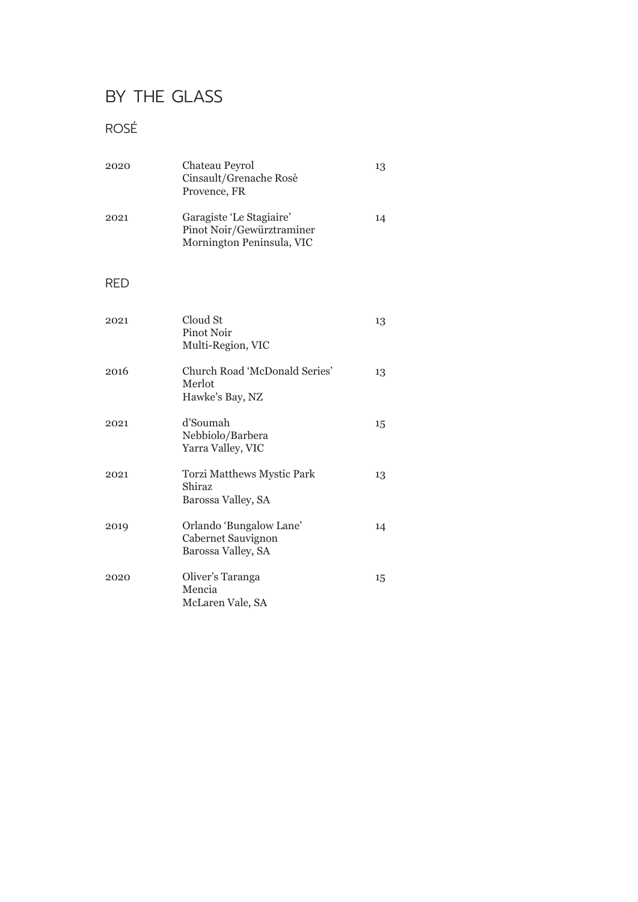# BY THE GLASS

## ROSÉ

| | | |
|---|---|---|
| 2020 | Chateau Peyrol<br>Cinsault/Grenache Rosè<br>Provence, FR | 13 |
| 2021 | Garagiste 'Le Stagiaire'<br>Pinot Noir/Gewürztraminer<br>Mornington Peninsula, VIC | 14 |

## RED

| | | |
|---|---|---|
| 2021 | Cloud St<br>Pinot Noir<br>Multi-Region, VIC | 13 |
| 2016 | Church Road 'McDonald Series'<br>Merlot<br>Hawke's Bay, NZ | 13 |
| 2021 | d'Soumah<br>Nebbiolo/Barbera<br>Yarra Valley, VIC | 15 |
| 2021 | Torzi Matthews Mystic Park<br>Shiraz<br>Barossa Valley, SA | 13 |
| 2019 | Orlando 'Bungalow Lane'<br>Cabernet Sauvignon<br>Barossa Valley, SA | 14 |
| 2020 | Oliver's Taranga<br>Mencia<br>McLaren Vale, SA | 15 |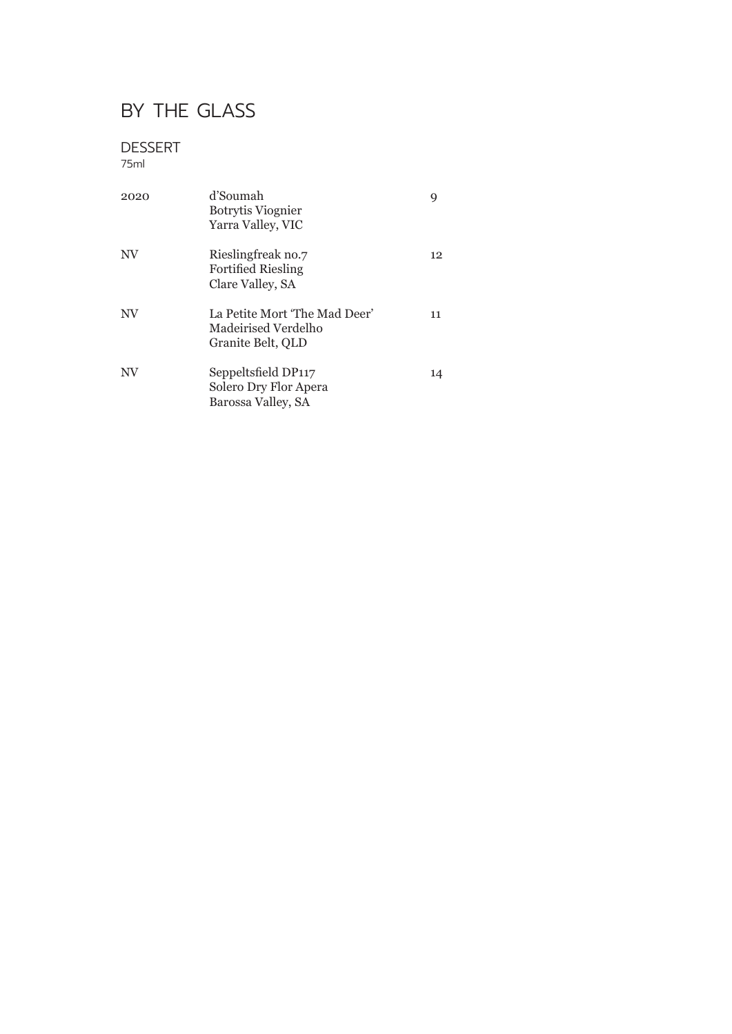# BY THE GLASS

## DESSERT

75ml

| Vintage | Wine | Price |
|---|---|---|
| 2020 | d'Soumah<br>Botrytis Viognier<br>Yarra Valley, VIC | 9 |
| NV | Rieslingfreak no.7<br>Fortified Riesling<br>Clare Valley, SA | 12 |
| NV | La Petite Mort 'The Mad Deer'<br>Madeirised Verdelho<br>Granite Belt, QLD | 11 |
| NV | Seppeltsfield DP117<br>Solero Dry Flor Apera<br>Barossa Valley, SA | 14 |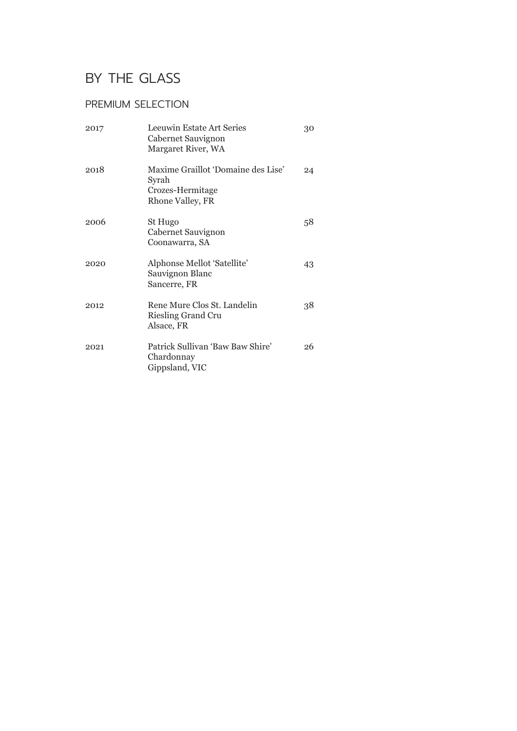# BY THE GLASS

## PREMIUM SELECTION

| | | |
|---|---|---|
| 2017 | Leeuwin Estate Art Series<br>Cabernet Sauvignon<br>Margaret River, WA | 30 |
| 2018 | Maxime Graillot 'Domaine des Lise'<br>Syrah<br>Crozes-Hermitage<br>Rhone Valley, FR | 24 |
| 2006 | St Hugo<br>Cabernet Sauvignon<br>Coonawarra, SA | 58 |
| 2020 | Alphonse Mellot 'Satellite'<br>Sauvignon Blanc<br>Sancerre, FR | 43 |
| 2012 | Rene Mure Clos St. Landelin<br>Riesling Grand Cru<br>Alsace, FR | 38 |
| 2021 | Patrick Sullivan 'Baw Baw Shire'<br>Chardonnay<br>Gippsland, VIC | 26 |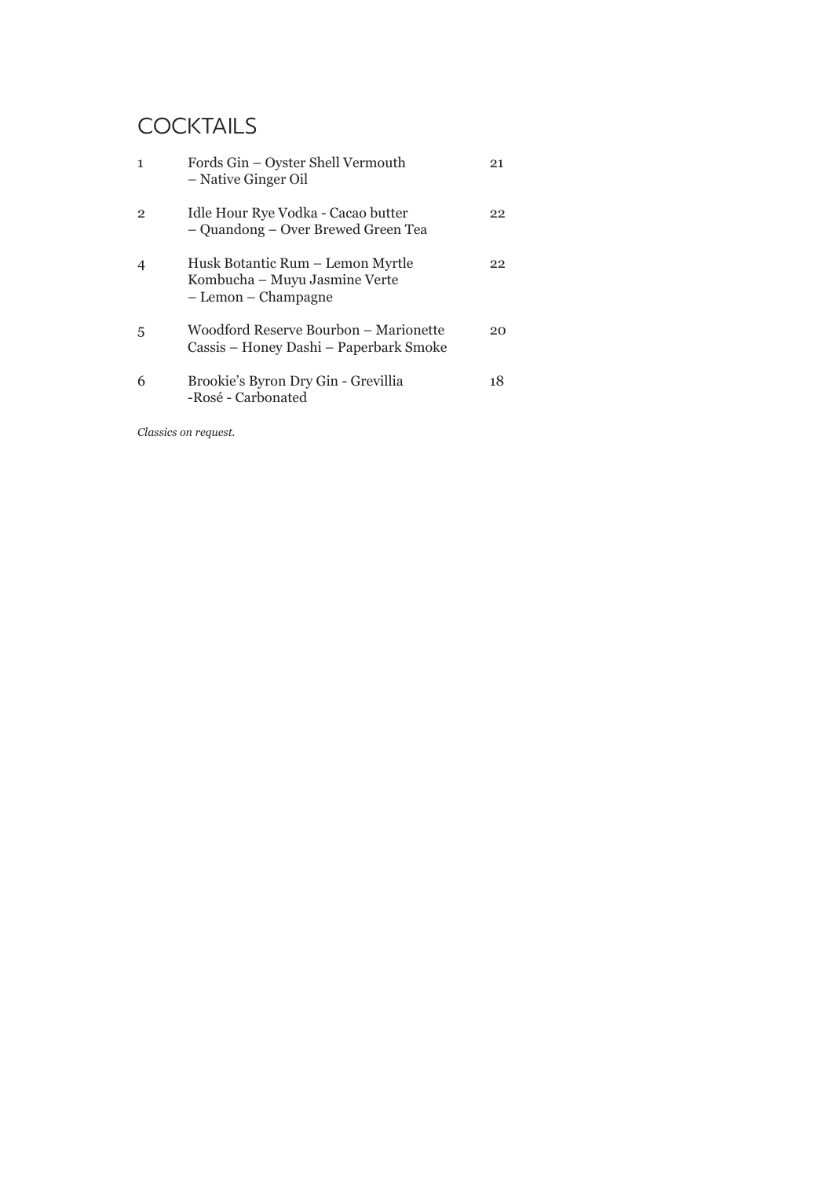# COCKTAILS

| | | |
|---|---|---|
| 1 | Fords Gin – Oyster Shell Vermouth – Native Ginger Oil | 21 |
| 2 | Idle Hour Rye Vodka - Cacao butter – Quandong – Over Brewed Green Tea | 22 |
| 4 | Husk Botantic Rum – Lemon Myrtle Kombucha – Muyu Jasmine Verte – Lemon – Champagne | 22 |
| 5 | Woodford Reserve Bourbon – Marionette Cassis – Honey Dashi – Paperbark Smoke | 20 |
| 6 | Brookie's Byron Dry Gin - Grevillia -Rosé - Carbonated | 18 |

*Classics on request.*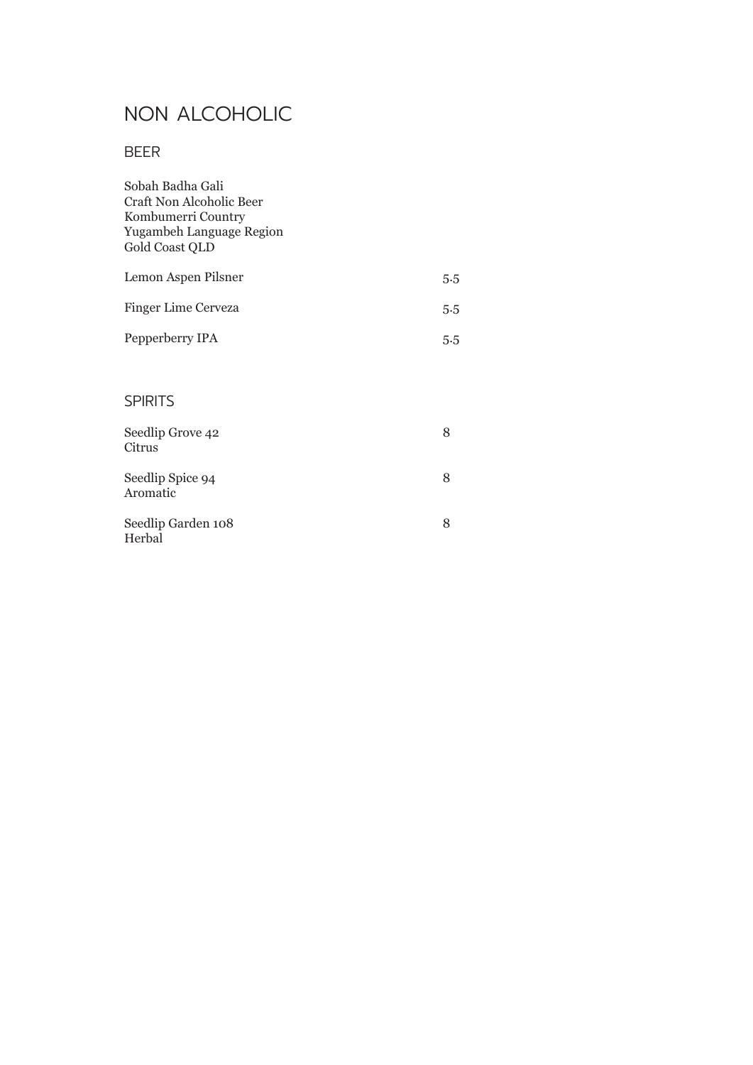# NON ALCOHOLIC

## BEER

Sobah Badha Gali
Craft Non Alcoholic Beer
Kombumerri Country
Yugambeh Language Region
Gold Coast QLD

| Item | Price |
|---|---|
| Lemon Aspen Pilsner | 5.5 |
| Finger Lime Cerveza | 5.5 |
| Pepperberry IPA | 5.5 |

## SPIRITS

| Item | Price |
|---|---|
| Seedlip Grove 42<br>Citrus | 8 |
| Seedlip Spice 94<br>Aromatic | 8 |
| Seedlip Garden 108<br>Herbal | 8 |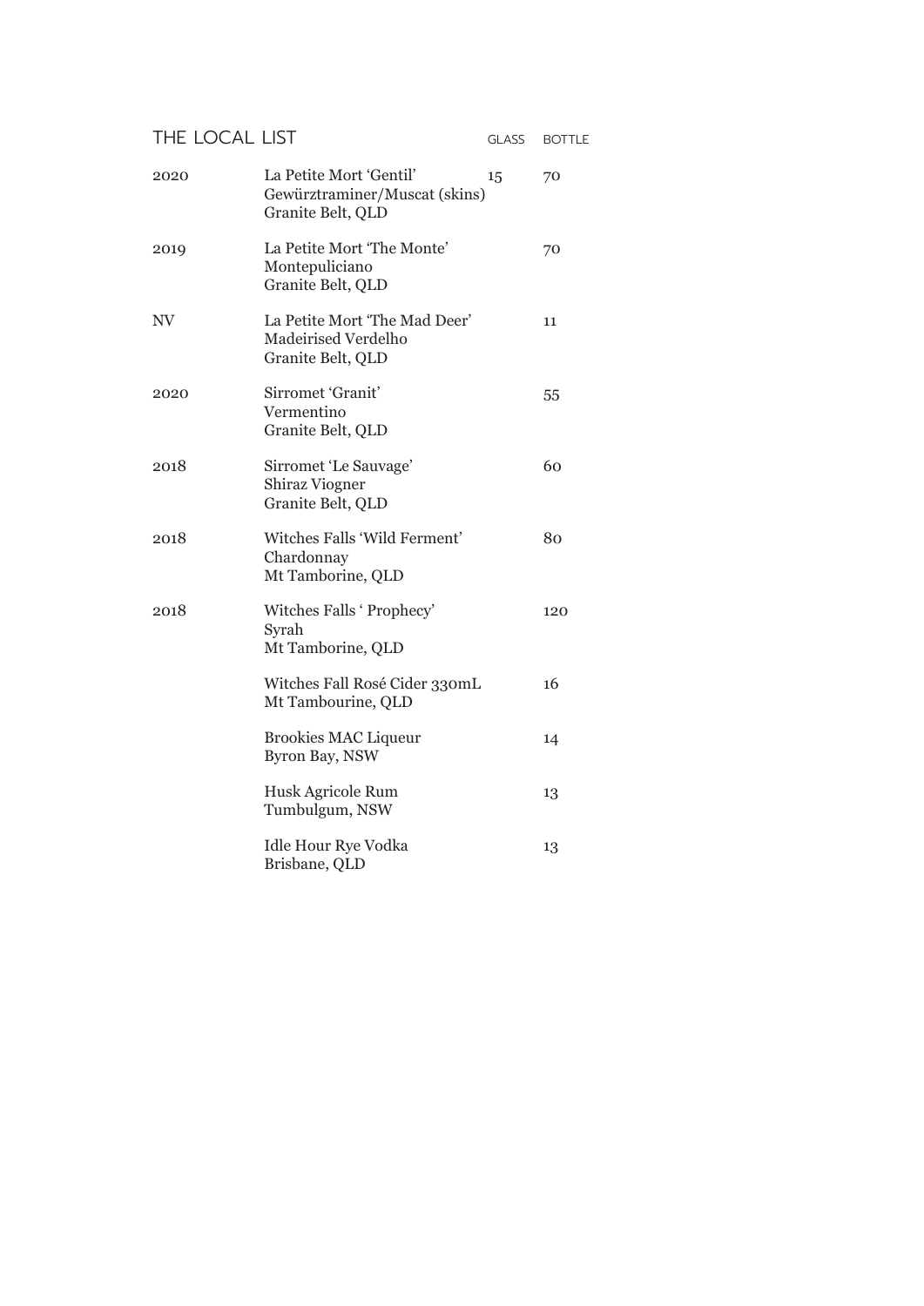## THE LOCAL LIST

| | | GLASS | BOTTLE |
|---|---|---|---|
| 2020 | La Petite Mort 'Gentil'<br>Gewürztraminer/Muscat (skins)<br>Granite Belt, QLD | 15 | 70 |
| 2019 | La Petite Mort 'The Monte'<br>Montepuliciano<br>Granite Belt, QLD | | 70 |
| NV | La Petite Mort 'The Mad Deer'<br>Madeirised Verdelho<br>Granite Belt, QLD | | 11 |
| 2020 | Sirromet 'Granit'<br>Vermentino<br>Granite Belt, QLD | | 55 |
| 2018 | Sirromet 'Le Sauvage'<br>Shiraz Viogner<br>Granite Belt, QLD | | 60 |
| 2018 | Witches Falls 'Wild Ferment'<br>Chardonnay<br>Mt Tamborine, QLD | | 80 |
| 2018 | Witches Falls ' Prophecy'<br>Syrah<br>Mt Tamborine, QLD | | 120 |
| | Witches Fall Rosé Cider 330mL<br>Mt Tambourine, QLD | | 16 |
| | Brookies MAC Liqueur<br>Byron Bay, NSW | | 14 |
| | Husk Agricole Rum<br>Tumbulgum, NSW | | 13 |
| | Idle Hour Rye Vodka<br>Brisbane, QLD | | 13 |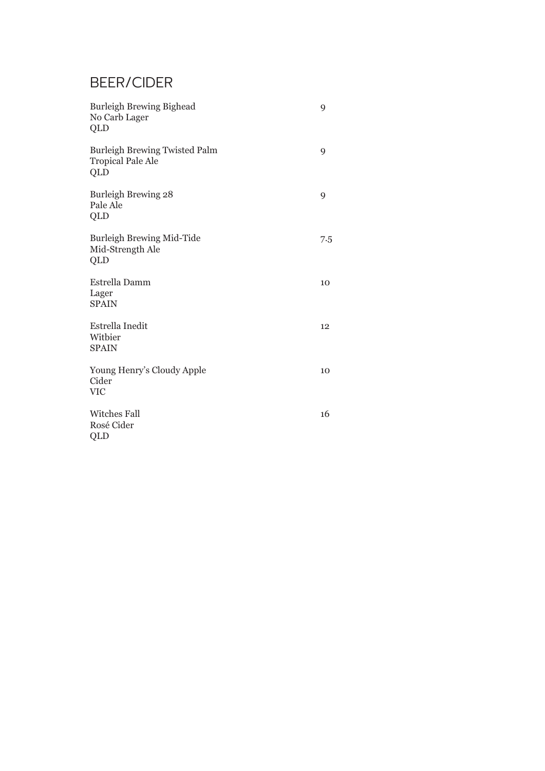# BEER/CIDER

Burleigh Brewing Bighead
No Carb Lager
QLD
9

Burleigh Brewing Twisted Palm
Tropical Pale Ale
QLD
9

Burleigh Brewing 28
Pale Ale
QLD
9

Burleigh Brewing Mid-Tide
Mid-Strength Ale
QLD
7.5

Estrella Damm
Lager
SPAIN
10

Estrella Inedit
Witbier
SPAIN
12

Young Henry's Cloudy Apple
Cider
VIC
10

Witches Fall
Rosé Cider
QLD
16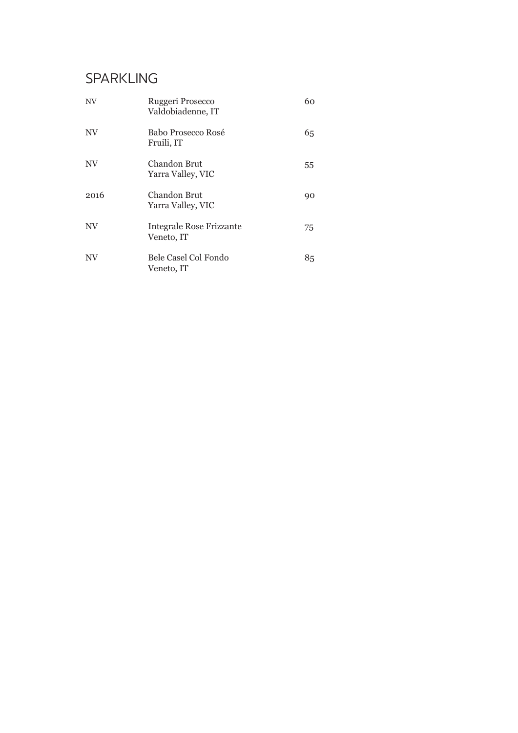## SPARKLING

| | | |
|---|---|---|
| NV | Ruggeri Prosecco<br>Valdobiadenne, IT | 60 |
| NV | Babo Prosecco Rosé<br>Fruili, IT | 65 |
| NV | Chandon Brut<br>Yarra Valley, VIC | 55 |
| 2016 | Chandon Brut<br>Yarra Valley, VIC | 90 |
| NV | Integrale Rose Frizzante<br>Veneto, IT | 75 |
| NV | Bele Casel Col Fondo<br>Veneto, IT | 85 |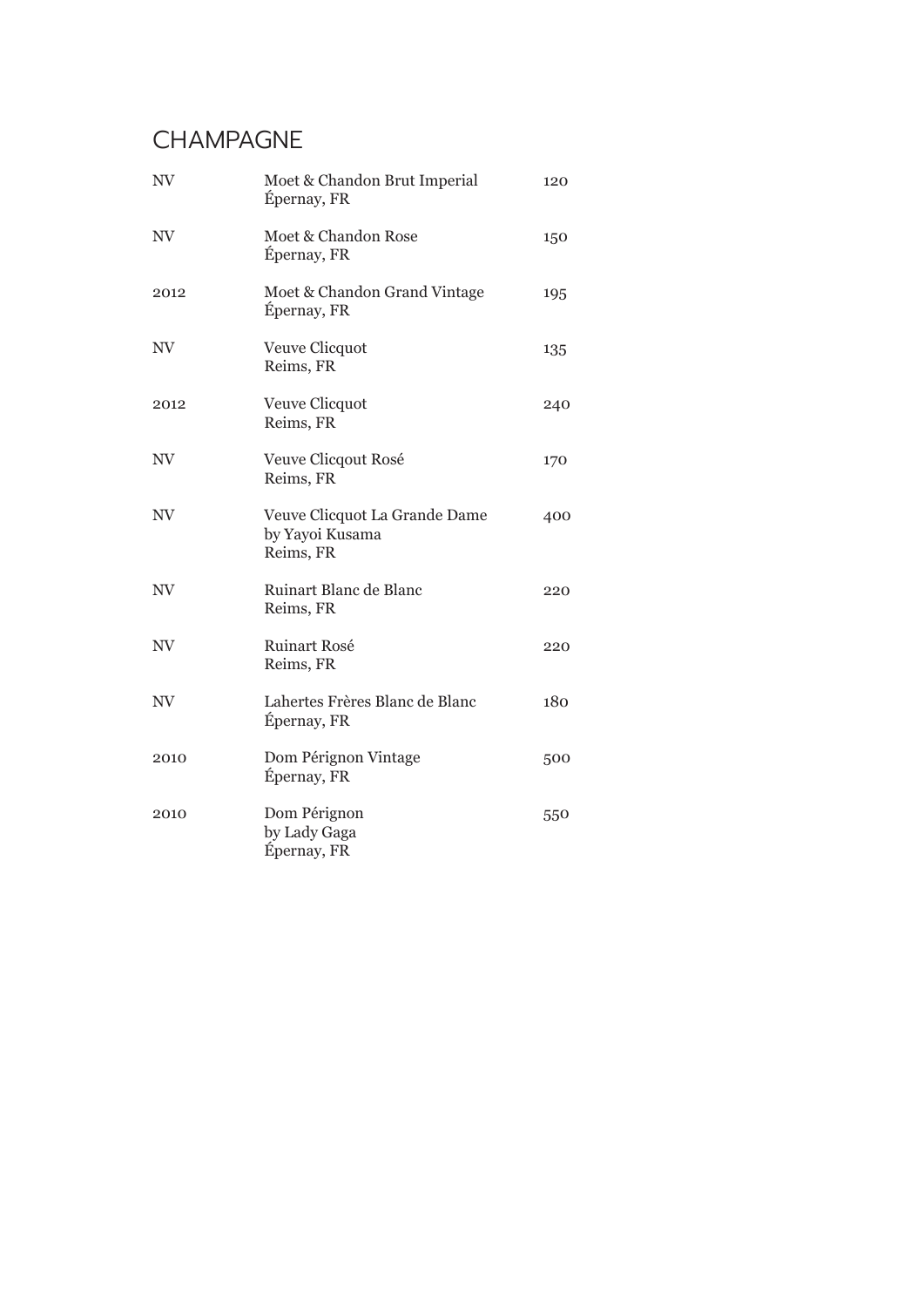# CHAMPAGNE

| | | |
|---|---|---|
| NV | Moet & Chandon Brut Imperial<br>Épernay, FR | 120 |
| NV | Moet & Chandon Rose<br>Épernay, FR | 150 |
| 2012 | Moet & Chandon Grand Vintage<br>Épernay, FR | 195 |
| NV | Veuve Clicquot<br>Reims, FR | 135 |
| 2012 | Veuve Clicquot<br>Reims, FR | 240 |
| NV | Veuve Clicqout Rosé<br>Reims, FR | 170 |
| NV | Veuve Clicquot La Grande Dame<br>by Yayoi Kusama<br>Reims, FR | 400 |
| NV | Ruinart Blanc de Blanc<br>Reims, FR | 220 |
| NV | Ruinart Rosé<br>Reims, FR | 220 |
| NV | Lahertes Frères Blanc de Blanc<br>Épernay, FR | 180 |
| 2010 | Dom Pérignon Vintage<br>Épernay, FR | 500 |
| 2010 | Dom Pérignon<br>by Lady Gaga<br>Épernay, FR | 550 |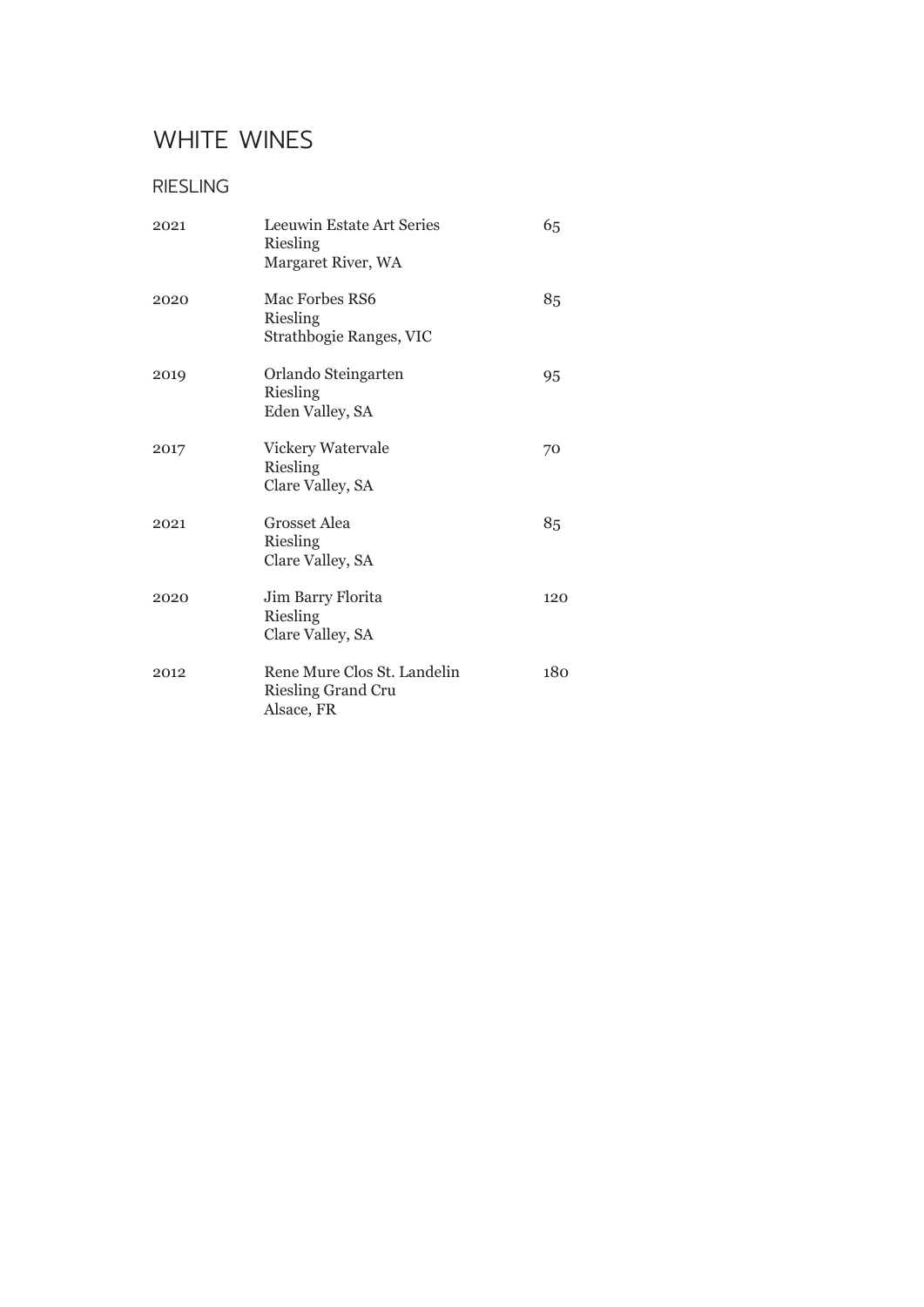# WHITE WINES

## RIESLING

| | | |
|---|---|---|
| 2021 | Leeuwin Estate Art Series<br>Riesling<br>Margaret River, WA | 65 |
| 2020 | Mac Forbes RS6<br>Riesling<br>Strathbogie Ranges, VIC | 85 |
| 2019 | Orlando Steingarten<br>Riesling<br>Eden Valley, SA | 95 |
| 2017 | Vickery Watervale<br>Riesling<br>Clare Valley, SA | 70 |
| 2021 | Grosset Alea<br>Riesling<br>Clare Valley, SA | 85 |
| 2020 | Jim Barry Florita<br>Riesling<br>Clare Valley, SA | 120 |
| 2012 | Rene Mure Clos St. Landelin<br>Riesling Grand Cru<br>Alsace, FR | 180 |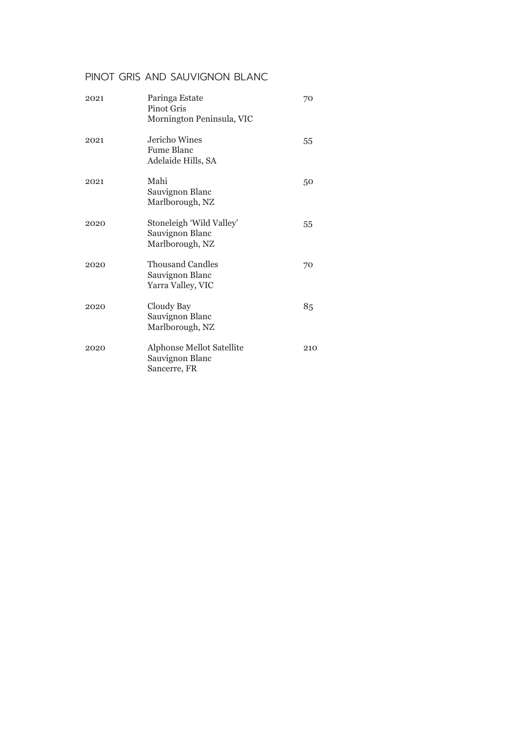## PINOT GRIS AND SAUVIGNON BLANC

| | | |
|---|---|---|
| 2021 | Paringa Estate<br>Pinot Gris<br>Mornington Peninsula, VIC | 70 |
| 2021 | Jericho Wines<br>Fume Blanc<br>Adelaide Hills, SA | 55 |
| 2021 | Mahi<br>Sauvignon Blanc<br>Marlborough, NZ | 50 |
| 2020 | Stoneleigh 'Wild Valley'<br>Sauvignon Blanc<br>Marlborough, NZ | 55 |
| 2020 | Thousand Candles<br>Sauvignon Blanc<br>Yarra Valley, VIC | 70 |
| 2020 | Cloudy Bay<br>Sauvignon Blanc<br>Marlborough, NZ | 85 |
| 2020 | Alphonse Mellot Satellite<br>Sauvignon Blanc<br>Sancerre, FR | 210 |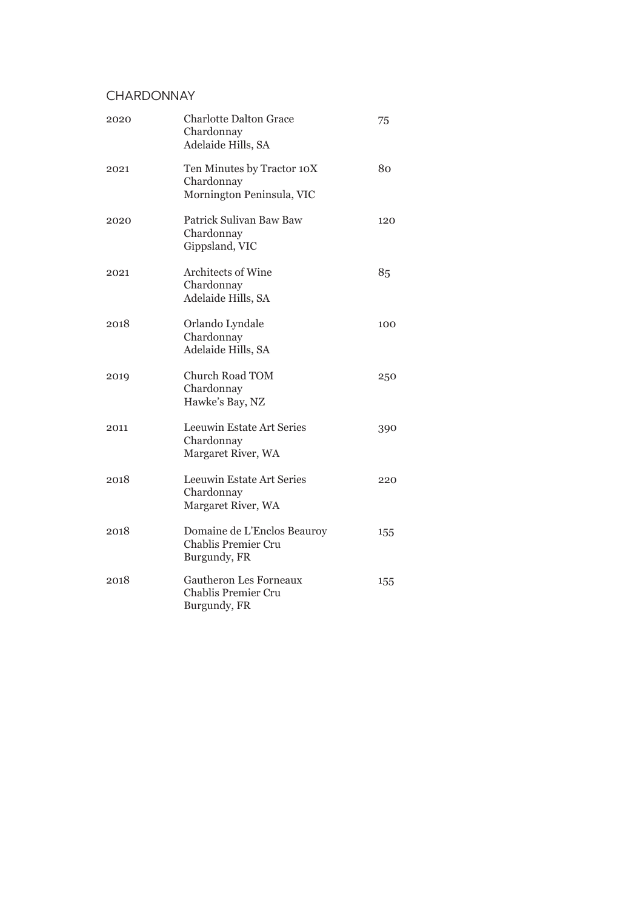## CHARDONNAY

| | | |
|---|---|---|
| 2020 | Charlotte Dalton Grace<br>Chardonnay<br>Adelaide Hills, SA | 75 |
| 2021 | Ten Minutes by Tractor 10X<br>Chardonnay<br>Mornington Peninsula, VIC | 80 |
| 2020 | Patrick Sulivan Baw Baw<br>Chardonnay<br>Gippsland, VIC | 120 |
| 2021 | Architects of Wine<br>Chardonnay<br>Adelaide Hills, SA | 85 |
| 2018 | Orlando Lyndale<br>Chardonnay<br>Adelaide Hills, SA | 100 |
| 2019 | Church Road TOM<br>Chardonnay<br>Hawke's Bay, NZ | 250 |
| 2011 | Leeuwin Estate Art Series<br>Chardonnay<br>Margaret River, WA | 390 |
| 2018 | Leeuwin Estate Art Series<br>Chardonnay<br>Margaret River, WA | 220 |
| 2018 | Domaine de L'Enclos Beauroy<br>Chablis Premier Cru<br>Burgundy, FR | 155 |
| 2018 | Gautheron Les Forneaux<br>Chablis Premier Cru<br>Burgundy, FR | 155 |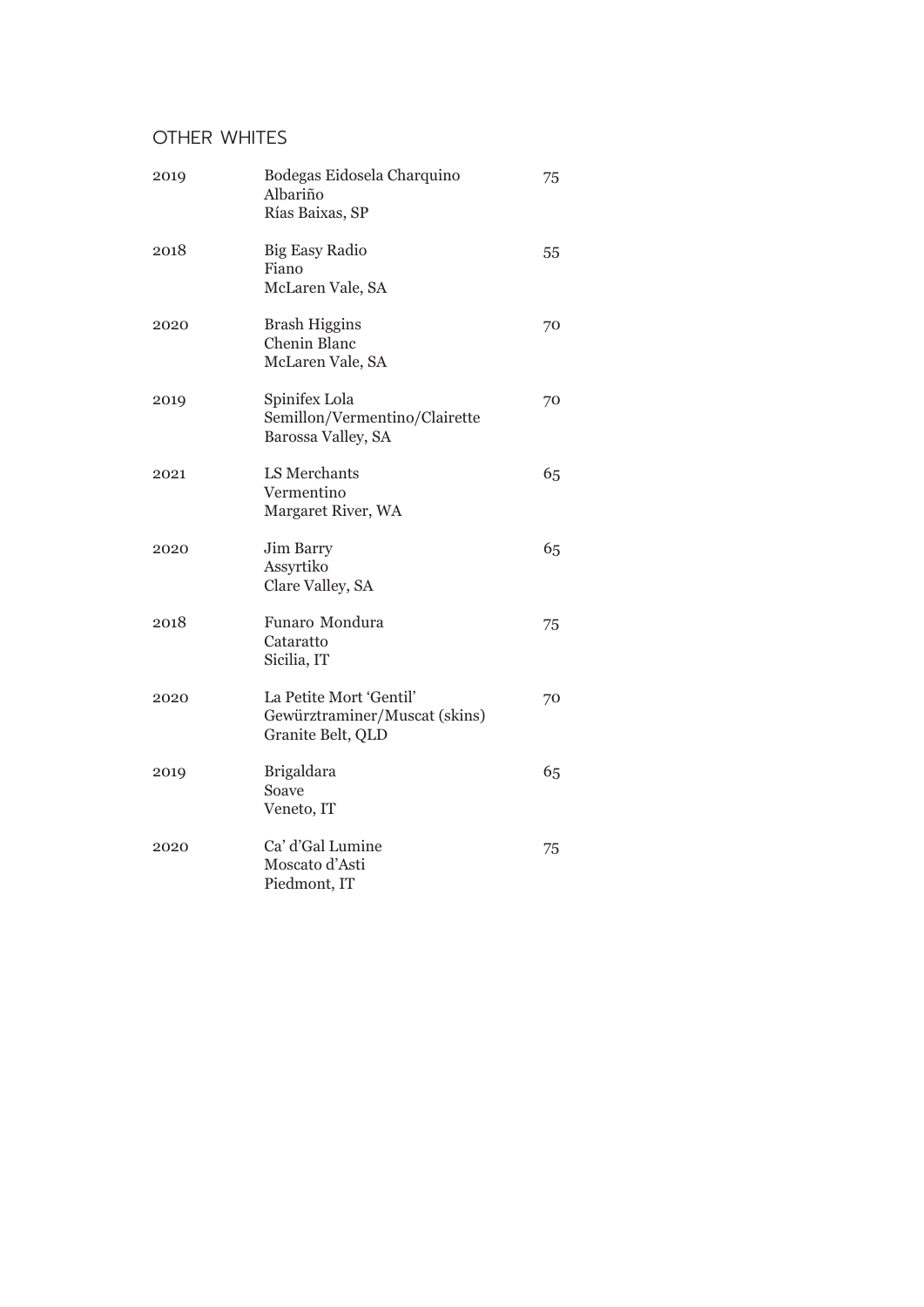## OTHER WHITES

| | | |
|---|---|---|
| 2019 | Bodegas Eidosela Charquino<br>Albariño<br>Rías Baixas, SP | 75 |
| 2018 | Big Easy Radio<br>Fiano<br>McLaren Vale, SA | 55 |
| 2020 | Brash Higgins<br>Chenin Blanc<br>McLaren Vale, SA | 70 |
| 2019 | Spinifex Lola<br>Semillon/Vermentino/Clairette<br>Barossa Valley, SA | 70 |
| 2021 | LS Merchants<br>Vermentino<br>Margaret River, WA | 65 |
| 2020 | Jim Barry<br>Assyrtiko<br>Clare Valley, SA | 65 |
| 2018 | Funaro Mondura<br>Cataratto<br>Sicilia, IT | 75 |
| 2020 | La Petite Mort 'Gentil'<br>Gewürztraminer/Muscat (skins)<br>Granite Belt, QLD | 70 |
| 2019 | Brigaldara<br>Soave<br>Veneto, IT | 65 |
| 2020 | Ca' d'Gal Lumine<br>Moscato d'Asti<br>Piedmont, IT | 75 |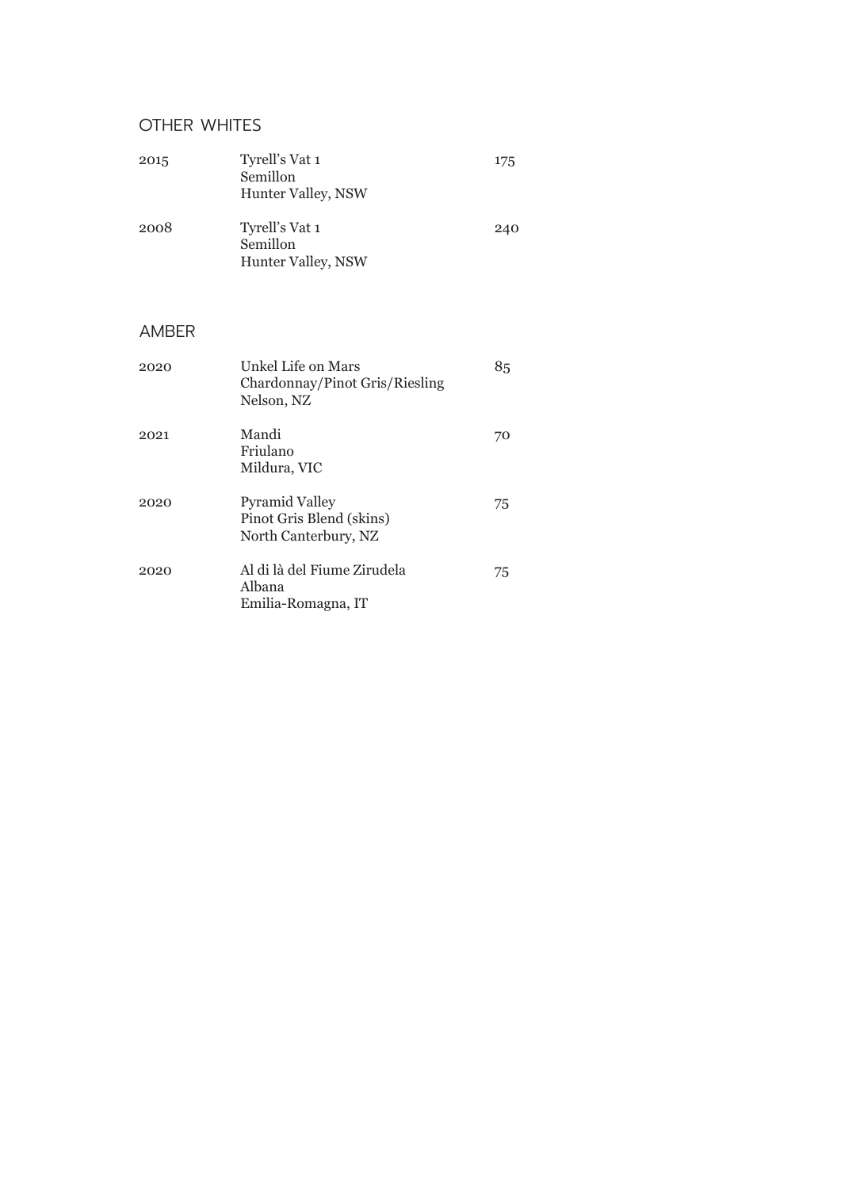## OTHER WHITES

| | | |
|---|---|---|
| 2015 | Tyrell's Vat 1<br>Semillon<br>Hunter Valley, NSW | 175 |
| 2008 | Tyrell's Vat 1<br>Semillon<br>Hunter Valley, NSW | 240 |

## AMBER

| | | |
|---|---|---|
| 2020 | Unkel Life on Mars<br>Chardonnay/Pinot Gris/Riesling<br>Nelson, NZ | 85 |
| 2021 | Mandi<br>Friulano<br>Mildura, VIC | 70 |
| 2020 | Pyramid Valley<br>Pinot Gris Blend (skins)<br>North Canterbury, NZ | 75 |
| 2020 | Al di là del Fiume Zirudela<br>Albana<br>Emilia-Romagna, IT | 75 |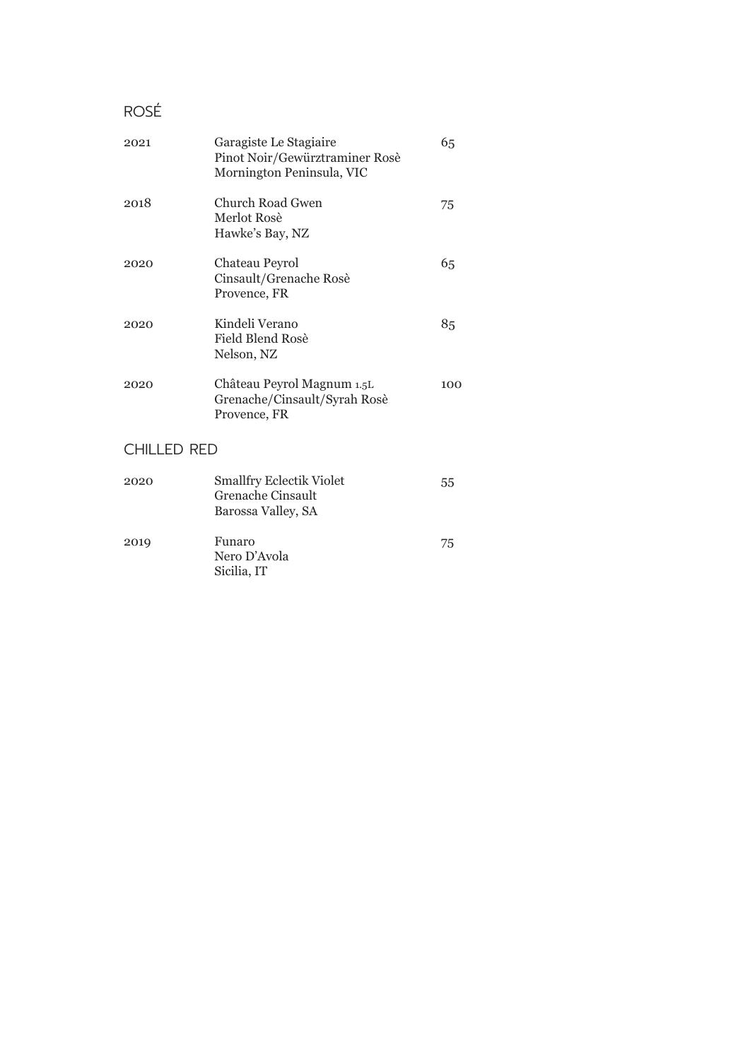## ROSÉ

| | | |
|---|---|---|
| 2021 | Garagiste Le Stagiaire<br>Pinot Noir/Gewürztraminer Rosè<br>Mornington Peninsula, VIC | 65 |
| 2018 | Church Road Gwen<br>Merlot Rosè<br>Hawke's Bay, NZ | 75 |
| 2020 | Chateau Peyrol<br>Cinsault/Grenache Rosè<br>Provence, FR | 65 |
| 2020 | Kindeli Verano<br>Field Blend Rosè<br>Nelson, NZ | 85 |
| 2020 | Château Peyrol Magnum 1.5L<br>Grenache/Cinsault/Syrah Rosè<br>Provence, FR | 100 |

## CHILLED RED

| | | |
|---|---|---|
| 2020 | Smallfry Eclectik Violet<br>Grenache Cinsault<br>Barossa Valley, SA | 55 |
| 2019 | Funaro<br>Nero D'Avola<br>Sicilia, IT | 75 |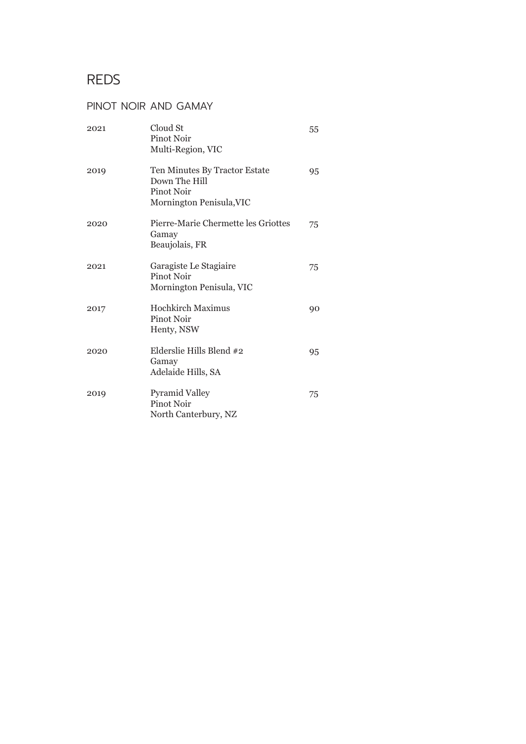# REDS

## PINOT NOIR AND GAMAY

| | | |
|---|---|---|
| 2021 | Cloud St<br>Pinot Noir<br>Multi-Region, VIC | 55 |
| 2019 | Ten Minutes By Tractor Estate<br>Down The Hill<br>Pinot Noir<br>Mornington Penisula,VIC | 95 |
| 2020 | Pierre-Marie Chermette les Griottes<br>Gamay<br>Beaujolais, FR | 75 |
| 2021 | Garagiste Le Stagiaire<br>Pinot Noir<br>Mornington Penisula, VIC | 75 |
| 2017 | Hochkirch Maximus<br>Pinot Noir<br>Henty, NSW | 90 |
| 2020 | Elderslie Hills Blend #2<br>Gamay<br>Adelaide Hills, SA | 95 |
| 2019 | Pyramid Valley<br>Pinot Noir<br>North Canterbury, NZ | 75 |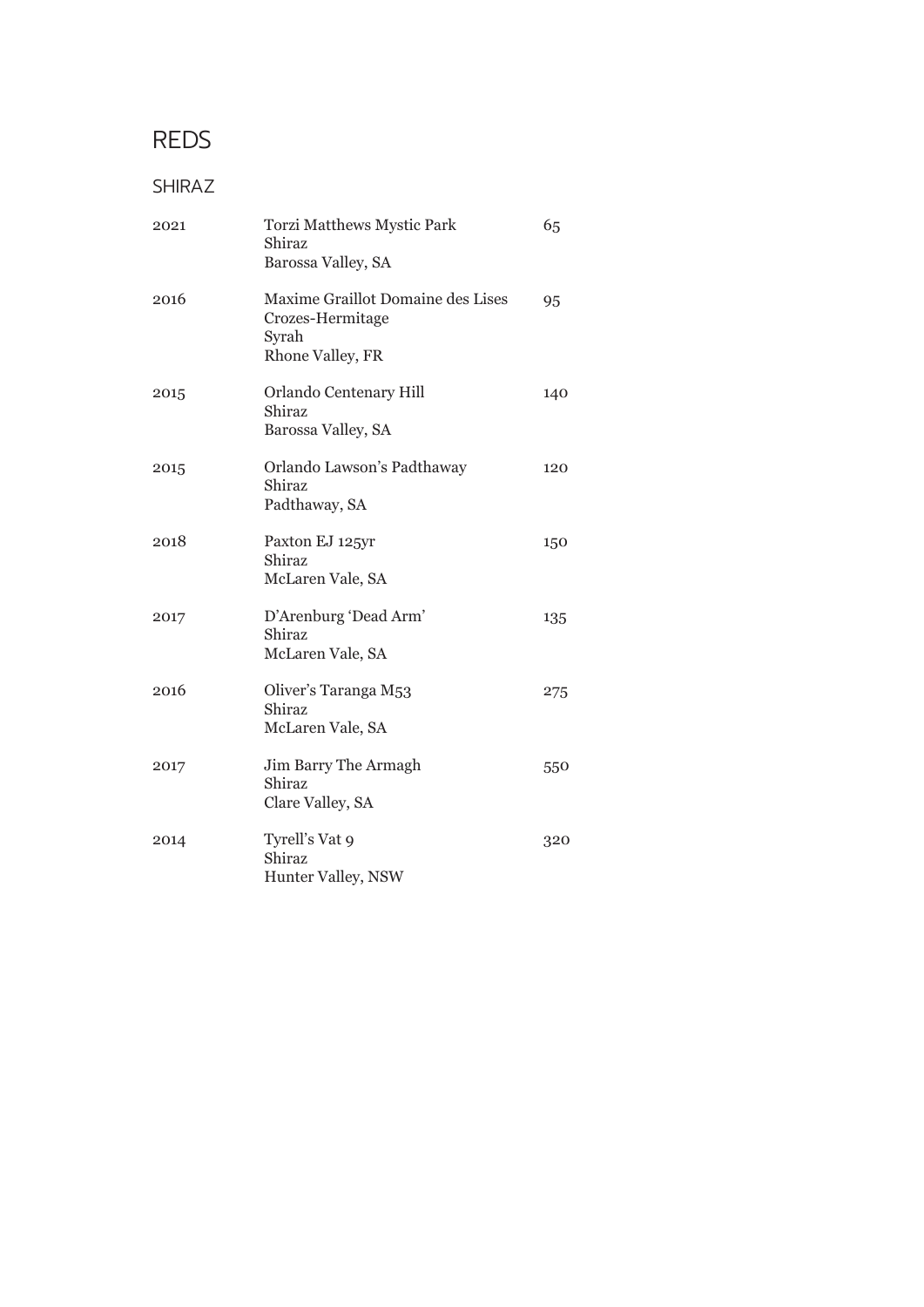# REDS

## SHIRAZ

| Vintage | Wine | Price |
|---|---|---|
| 2021 | Torzi Matthews Mystic Park<br>Shiraz<br>Barossa Valley, SA | 65 |
| 2016 | Maxime Graillot Domaine des Lises<br>Crozes-Hermitage<br>Syrah<br>Rhone Valley, FR | 95 |
| 2015 | Orlando Centenary Hill<br>Shiraz<br>Barossa Valley, SA | 140 |
| 2015 | Orlando Lawson's Padthaway<br>Shiraz<br>Padthaway, SA | 120 |
| 2018 | Paxton EJ 125yr<br>Shiraz<br>McLaren Vale, SA | 150 |
| 2017 | D'Arenburg 'Dead Arm'<br>Shiraz<br>McLaren Vale, SA | 135 |
| 2016 | Oliver's Taranga M53<br>Shiraz<br>McLaren Vale, SA | 275 |
| 2017 | Jim Barry The Armagh<br>Shiraz<br>Clare Valley, SA | 550 |
| 2014 | Tyrell's Vat 9<br>Shiraz<br>Hunter Valley, NSW | 320 |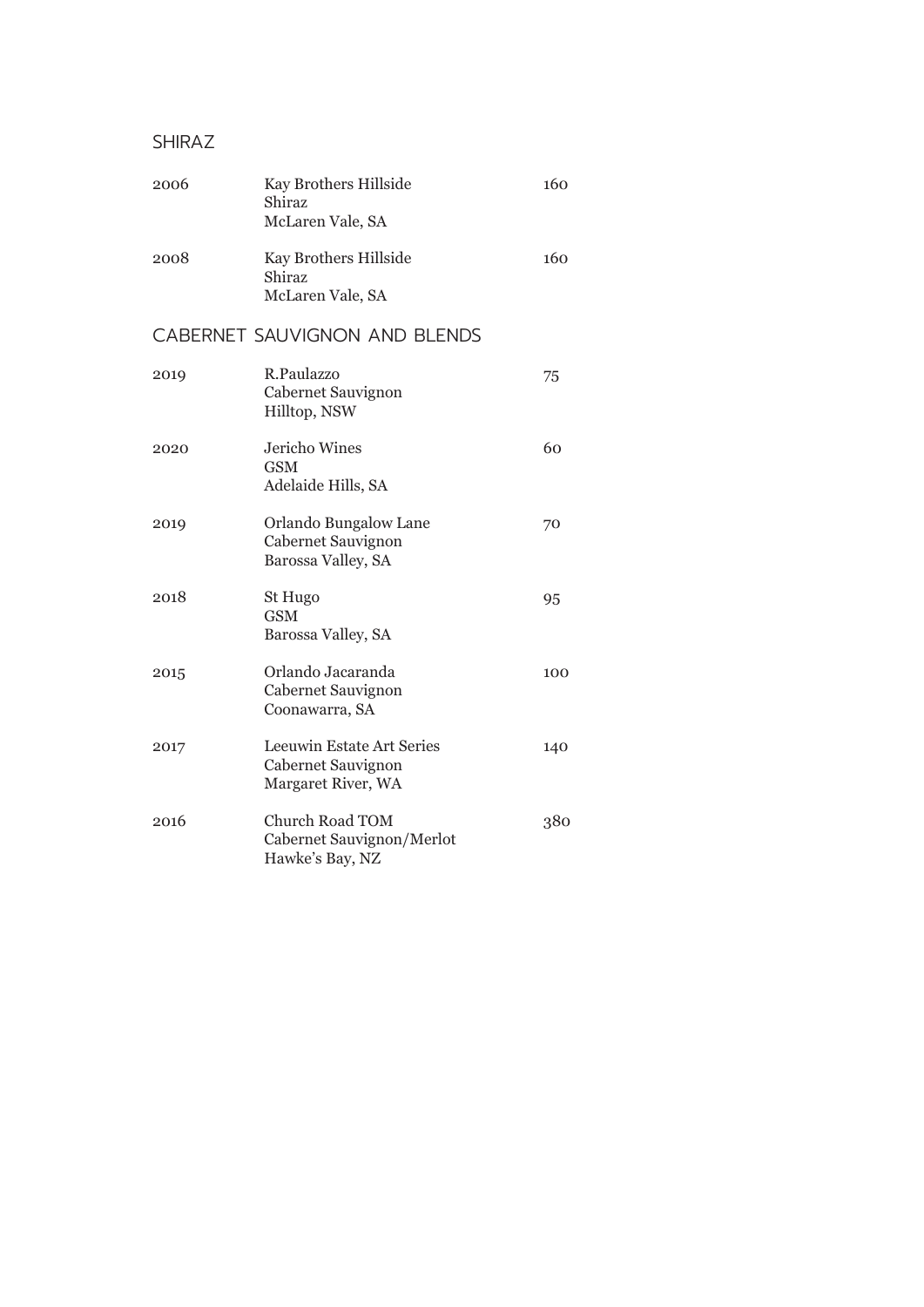## SHIRAZ

| | | |
|---|---|---|
| 2006 | Kay Brothers Hillside<br>Shiraz<br>McLaren Vale, SA | 160 |
| 2008 | Kay Brothers Hillside<br>Shiraz<br>McLaren Vale, SA | 160 |

## CABERNET SAUVIGNON AND BLENDS

| | | |
|---|---|---|
| 2019 | R.Paulazzo<br>Cabernet Sauvignon<br>Hilltop, NSW | 75 |
| 2020 | Jericho Wines<br>GSM<br>Adelaide Hills, SA | 60 |
| 2019 | Orlando Bungalow Lane<br>Cabernet Sauvignon<br>Barossa Valley, SA | 70 |
| 2018 | St Hugo<br>GSM<br>Barossa Valley, SA | 95 |
| 2015 | Orlando Jacaranda<br>Cabernet Sauvignon<br>Coonawarra, SA | 100 |
| 2017 | Leeuwin Estate Art Series<br>Cabernet Sauvignon<br>Margaret River, WA | 140 |
| 2016 | Church Road TOM<br>Cabernet Sauvignon/Merlot<br>Hawke's Bay, NZ | 380 |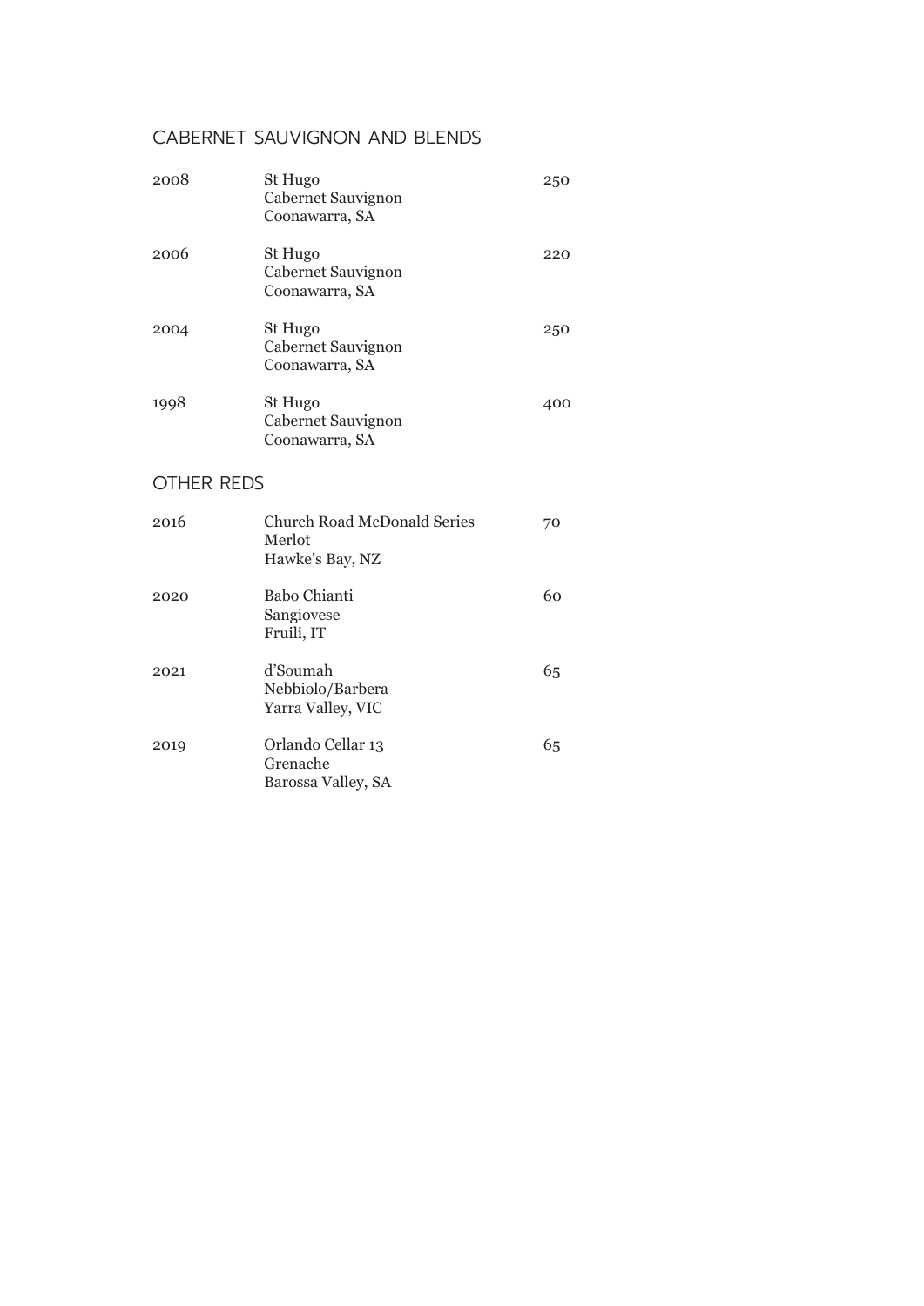## CABERNET SAUVIGNON AND BLENDS

| | | |
|---|---|---|
| 2008 | St Hugo<br>Cabernet Sauvignon<br>Coonawarra, SA | 250 |
| 2006 | St Hugo<br>Cabernet Sauvignon<br>Coonawarra, SA | 220 |
| 2004 | St Hugo<br>Cabernet Sauvignon<br>Coonawarra, SA | 250 |
| 1998 | St Hugo<br>Cabernet Sauvignon<br>Coonawarra, SA | 400 |

## OTHER REDS

| | | |
|---|---|---|
| 2016 | Church Road McDonald Series<br>Merlot<br>Hawke's Bay, NZ | 70 |
| 2020 | Babo Chianti<br>Sangiovese<br>Fruili, IT | 60 |
| 2021 | d'Soumah<br>Nebbiolo/Barbera<br>Yarra Valley, VIC | 65 |
| 2019 | Orlando Cellar 13<br>Grenache<br>Barossa Valley, SA | 65 |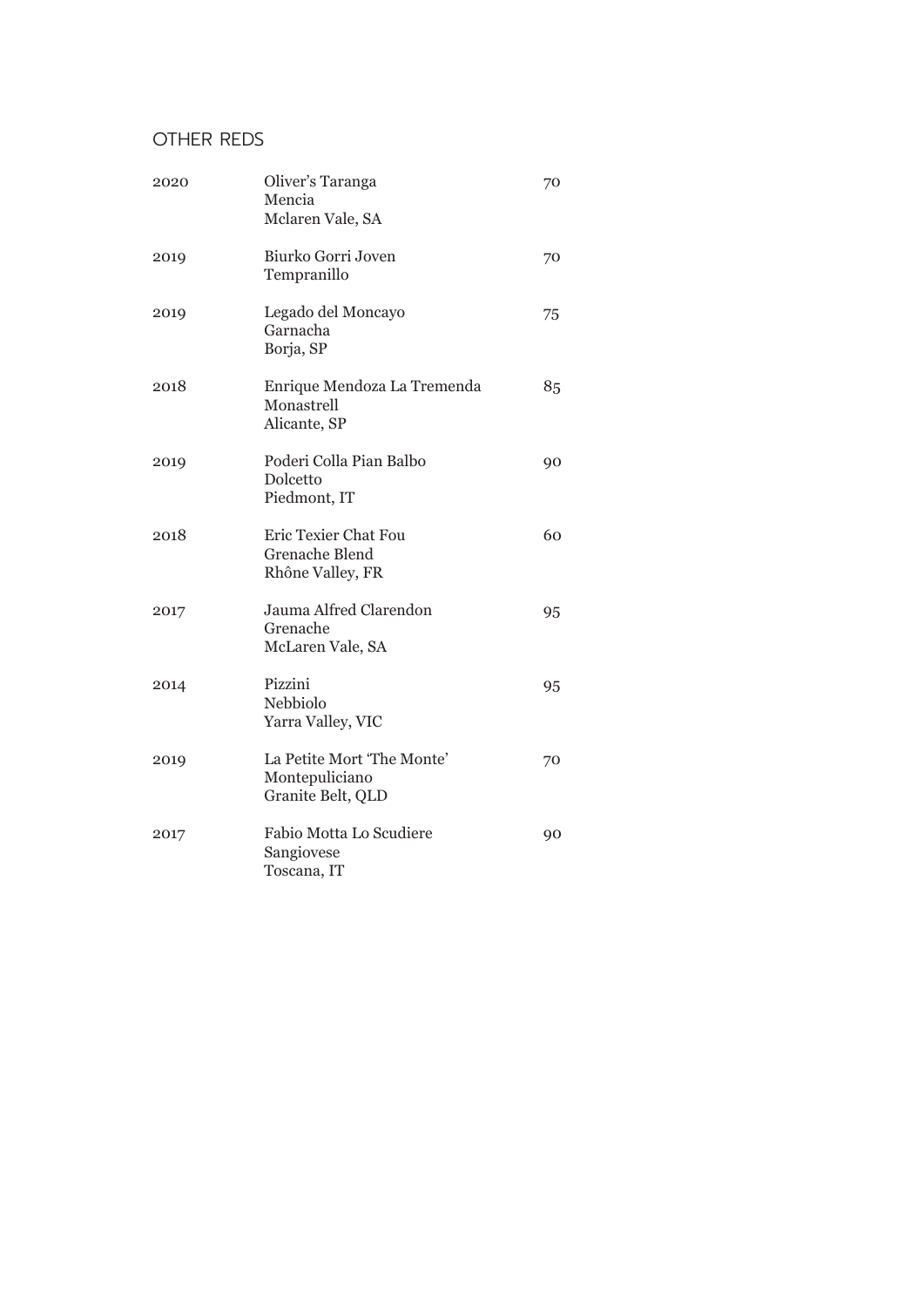## OTHER REDS

| | | |
|---|---|---|
| 2020 | Oliver's Taranga<br>Mencia<br>Mclaren Vale, SA | 70 |
| 2019 | Biurko Gorri Joven<br>Tempranillo | 70 |
| 2019 | Legado del Moncayo<br>Garnacha<br>Borja, SP | 75 |
| 2018 | Enrique Mendoza La Tremenda<br>Monastrell<br>Alicante, SP | 85 |
| 2019 | Poderi Colla Pian Balbo<br>Dolcetto<br>Piedmont, IT | 90 |
| 2018 | Eric Texier Chat Fou<br>Grenache Blend<br>Rhône Valley, FR | 60 |
| 2017 | Jauma Alfred Clarendon<br>Grenache<br>McLaren Vale, SA | 95 |
| 2014 | Pizzini<br>Nebbiolo<br>Yarra Valley, VIC | 95 |
| 2019 | La Petite Mort 'The Monte'<br>Montepuliciano<br>Granite Belt, QLD | 70 |
| 2017 | Fabio Motta Lo Scudiere<br>Sangiovese<br>Toscana, IT | 90 |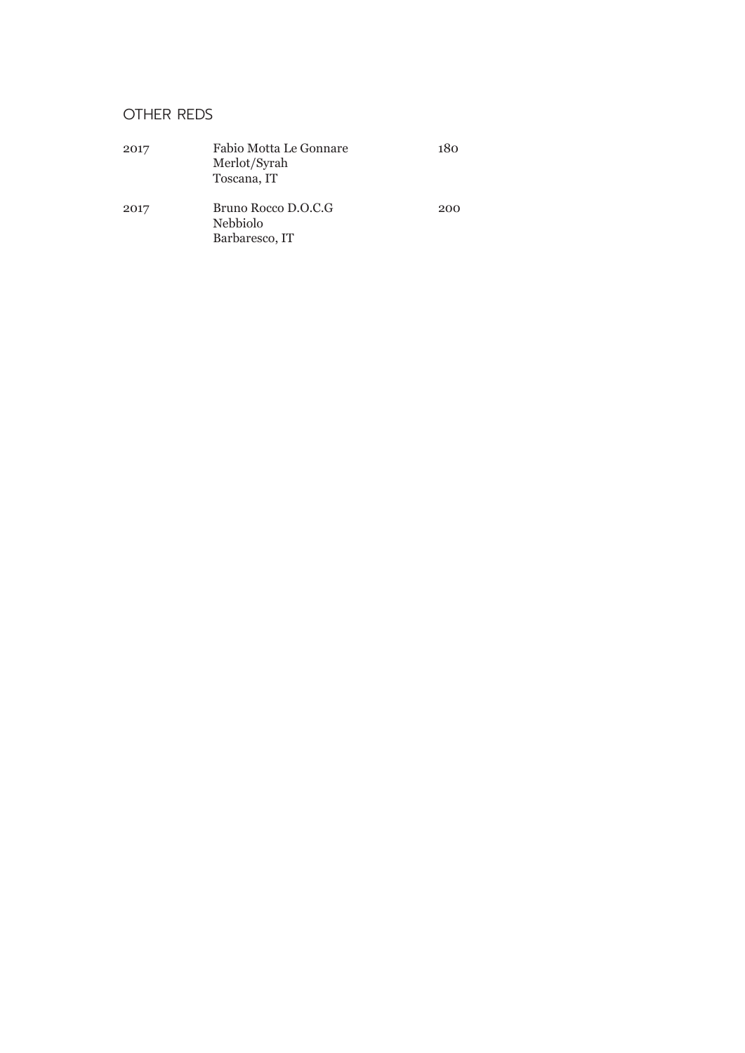## OTHER REDS

| | | |
|---|---|---|
| 2017 | Fabio Motta Le Gonnare<br>Merlot/Syrah<br>Toscana, IT | 180 |
| 2017 | Bruno Rocco D.O.C.G<br>Nebbiolo<br>Barbaresco, IT | 200 |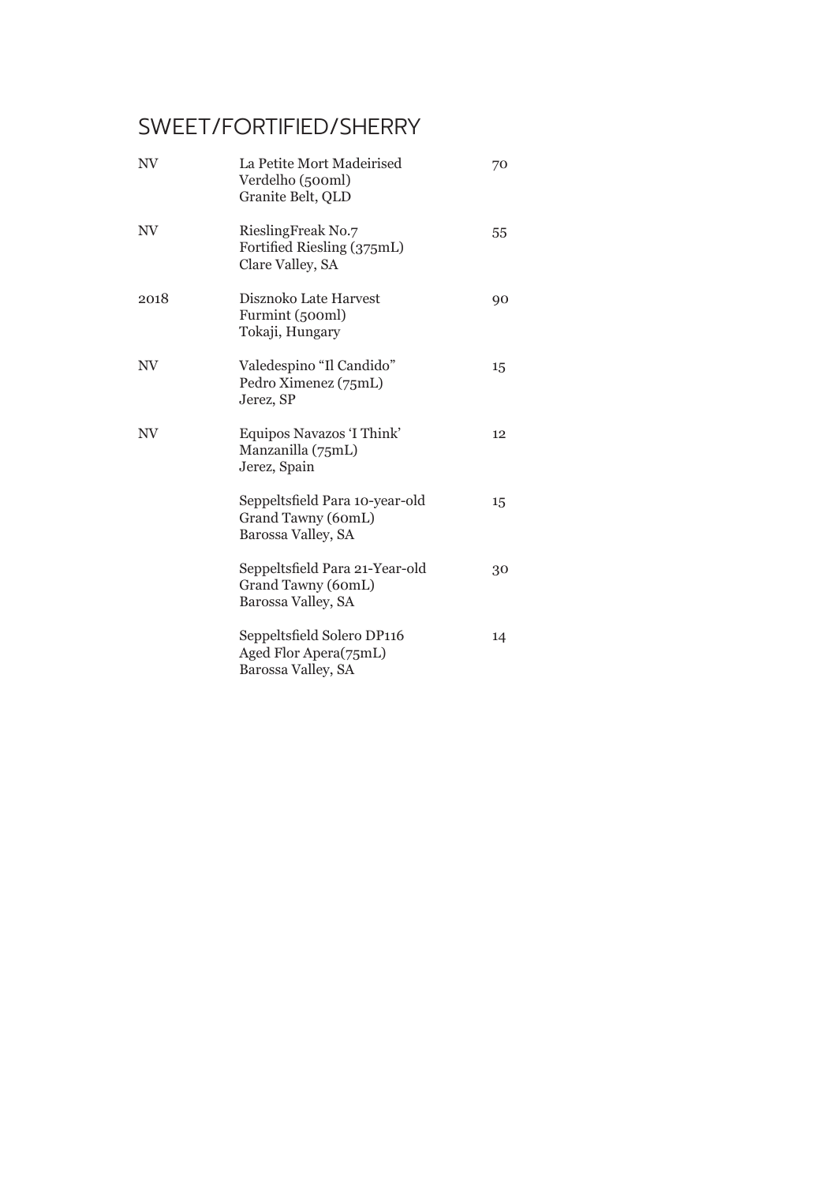# SWEET/FORTIFIED/SHERRY

| | | |
|---|---|---|
| NV | La Petite Mort Madeirised Verdelho (500ml) Granite Belt, QLD | 70 |
| NV | RieslingFreak No.7 Fortified Riesling (375mL) Clare Valley, SA | 55 |
| 2018 | Disznoko Late Harvest Furmint (500ml) Tokaji, Hungary | 90 |
| NV | Valedespino "Il Candido" Pedro Ximenez (75mL) Jerez, SP | 15 |
| NV | Equipos Navazos 'I Think' Manzanilla (75mL) Jerez, Spain | 12 |
| | Seppeltsfield Para 10-year-old Grand Tawny (60mL) Barossa Valley, SA | 15 |
| | Seppeltsfield Para 21-Year-old Grand Tawny (60mL) Barossa Valley, SA | 30 |
| | Seppeltsfield Solero DP116 Aged Flor Apera(75mL) Barossa Valley, SA | 14 |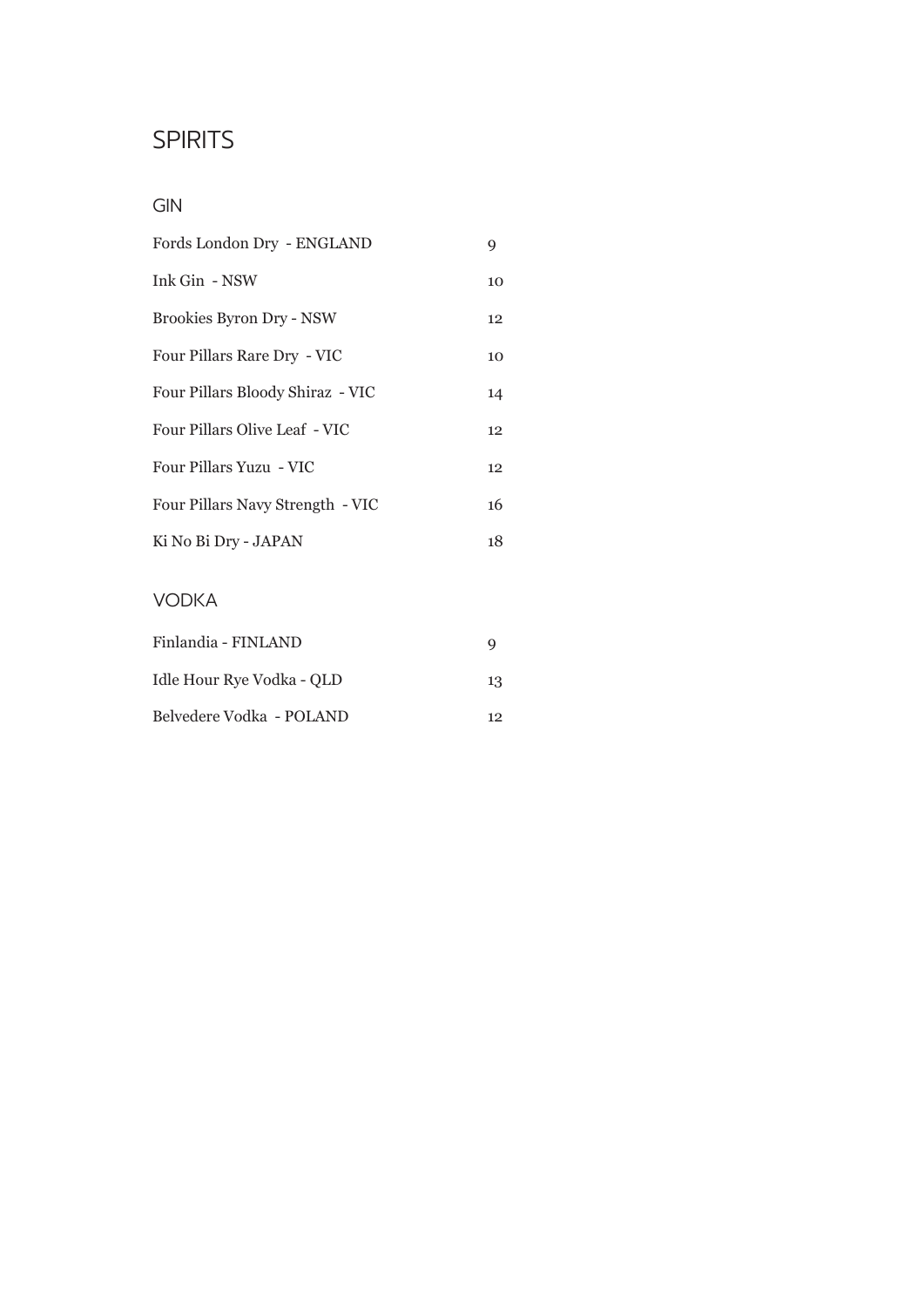# SPIRITS

## GIN

| | |
|---|---|
| Fords London Dry - ENGLAND | 9 |
| Ink Gin - NSW | 10 |
| Brookies Byron Dry - NSW | 12 |
| Four Pillars Rare Dry - VIC | 10 |
| Four Pillars Bloody Shiraz - VIC | 14 |
| Four Pillars Olive Leaf - VIC | 12 |
| Four Pillars Yuzu - VIC | 12 |
| Four Pillars Navy Strength - VIC | 16 |
| Ki No Bi Dry - JAPAN | 18 |

## VODKA

| | |
|---|---|
| Finlandia - FINLAND | 9 |
| Idle Hour Rye Vodka - QLD | 13 |
| Belvedere Vodka - POLAND | 12 |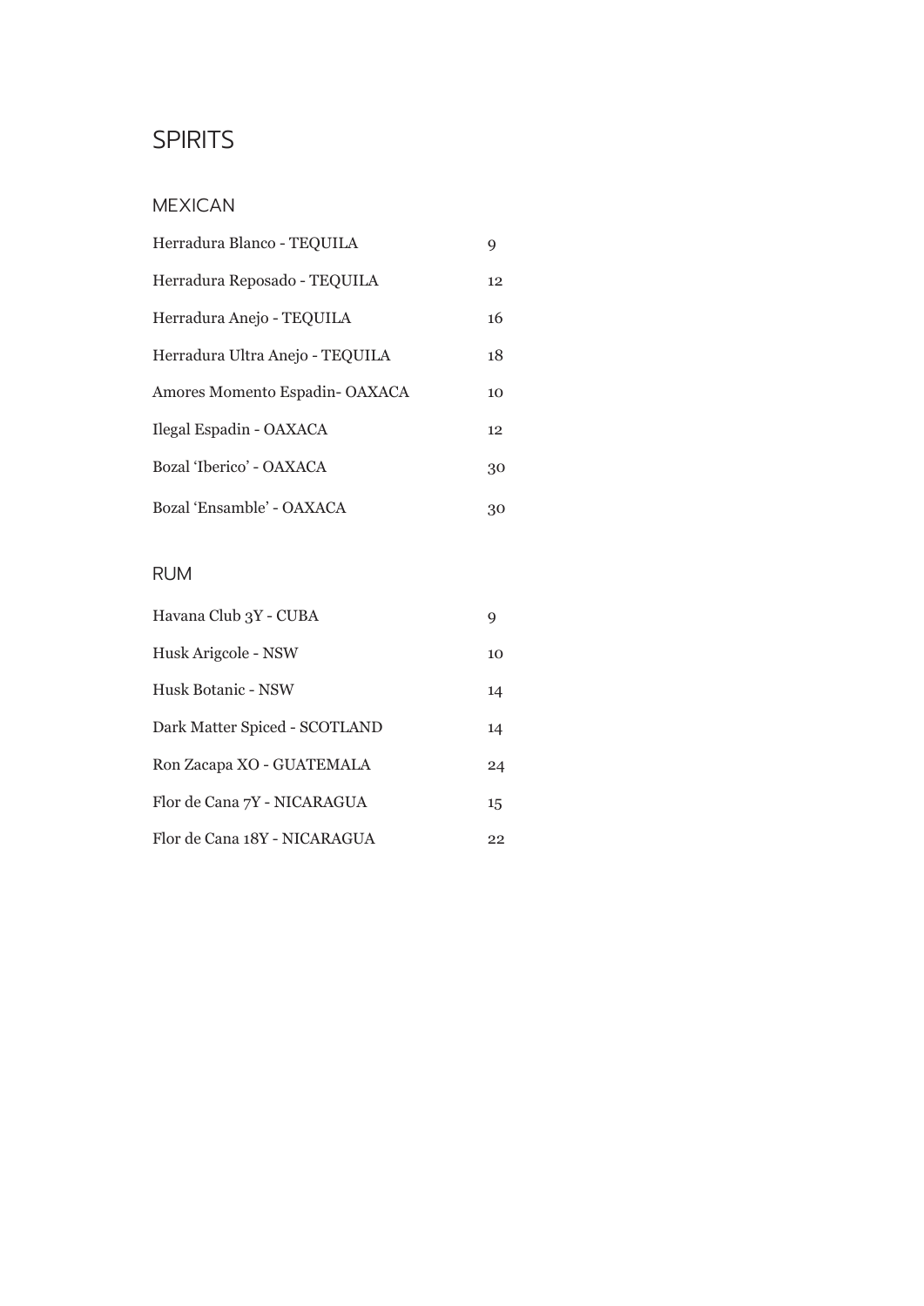# SPIRITS

## MEXICAN

| | |
|---|---|
| Herradura Blanco - TEQUILA | 9 |
| Herradura Reposado - TEQUILA | 12 |
| Herradura Anejo - TEQUILA | 16 |
| Herradura Ultra Anejo - TEQUILA | 18 |
| Amores Momento Espadin- OAXACA | 10 |
| Ilegal Espadin - OAXACA | 12 |
| Bozal 'Iberico' - OAXACA | 30 |
| Bozal 'Ensamble' - OAXACA | 30 |

## RUM

| | |
|---|---|
| Havana Club 3Y - CUBA | 9 |
| Husk Arigcole - NSW | 10 |
| Husk Botanic - NSW | 14 |
| Dark Matter Spiced - SCOTLAND | 14 |
| Ron Zacapa XO - GUATEMALA | 24 |
| Flor de Cana 7Y - NICARAGUA | 15 |
| Flor de Cana 18Y - NICARAGUA | 22 |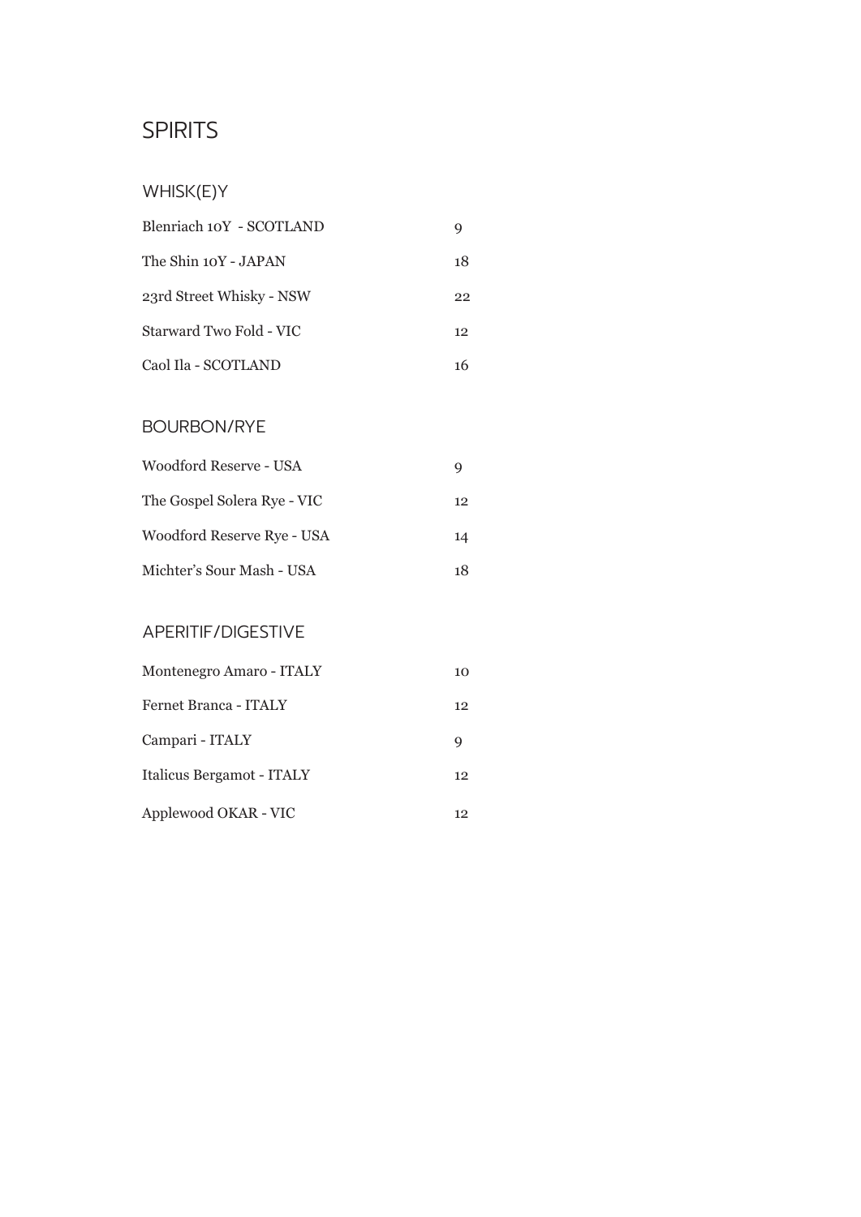# SPIRITS

## WHISK(E)Y

| | |
|---|---|
| Blenriach 10Y - SCOTLAND | 9 |
| The Shin 10Y - JAPAN | 18 |
| 23rd Street Whisky - NSW | 22 |
| Starward Two Fold - VIC | 12 |
| Caol Ila - SCOTLAND | 16 |

## BOURBON/RYE

| | |
|---|---|
| Woodford Reserve - USA | 9 |
| The Gospel Solera Rye - VIC | 12 |
| Woodford Reserve Rye - USA | 14 |
| Michter's Sour Mash - USA | 18 |

## APERITIF/DIGESTIVE

| | |
|---|---|
| Montenegro Amaro - ITALY | 10 |
| Fernet Branca - ITALY | 12 |
| Campari - ITALY | 9 |
| Italicus Bergamot - ITALY | 12 |
| Applewood OKAR - VIC | 12 |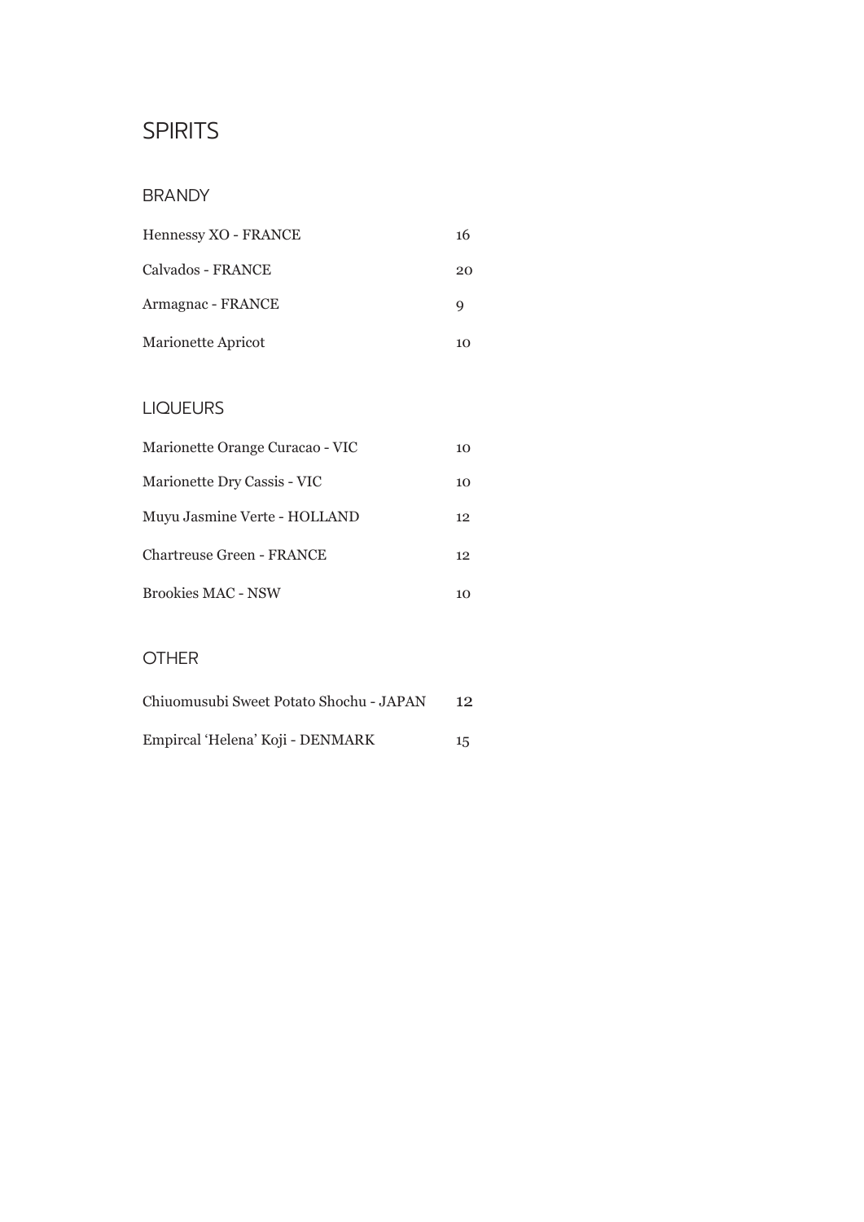# SPIRITS

## BRANDY

| | |
|---|---|
| Hennessy XO - FRANCE | 16 |
| Calvados - FRANCE | 20 |
| Armagnac - FRANCE | 9 |
| Marionette Apricot | 10 |

## LIQUEURS

| | |
|---|---|
| Marionette Orange Curacao - VIC | 10 |
| Marionette Dry Cassis - VIC | 10 |
| Muyu Jasmine Verte - HOLLAND | 12 |
| Chartreuse Green - FRANCE | 12 |
| Brookies MAC - NSW | 10 |

## OTHER

| | |
|---|---|
| Chiuomusubi Sweet Potato Shochu - JAPAN | 12 |
| Empircal 'Helena' Koji - DENMARK | 15 |